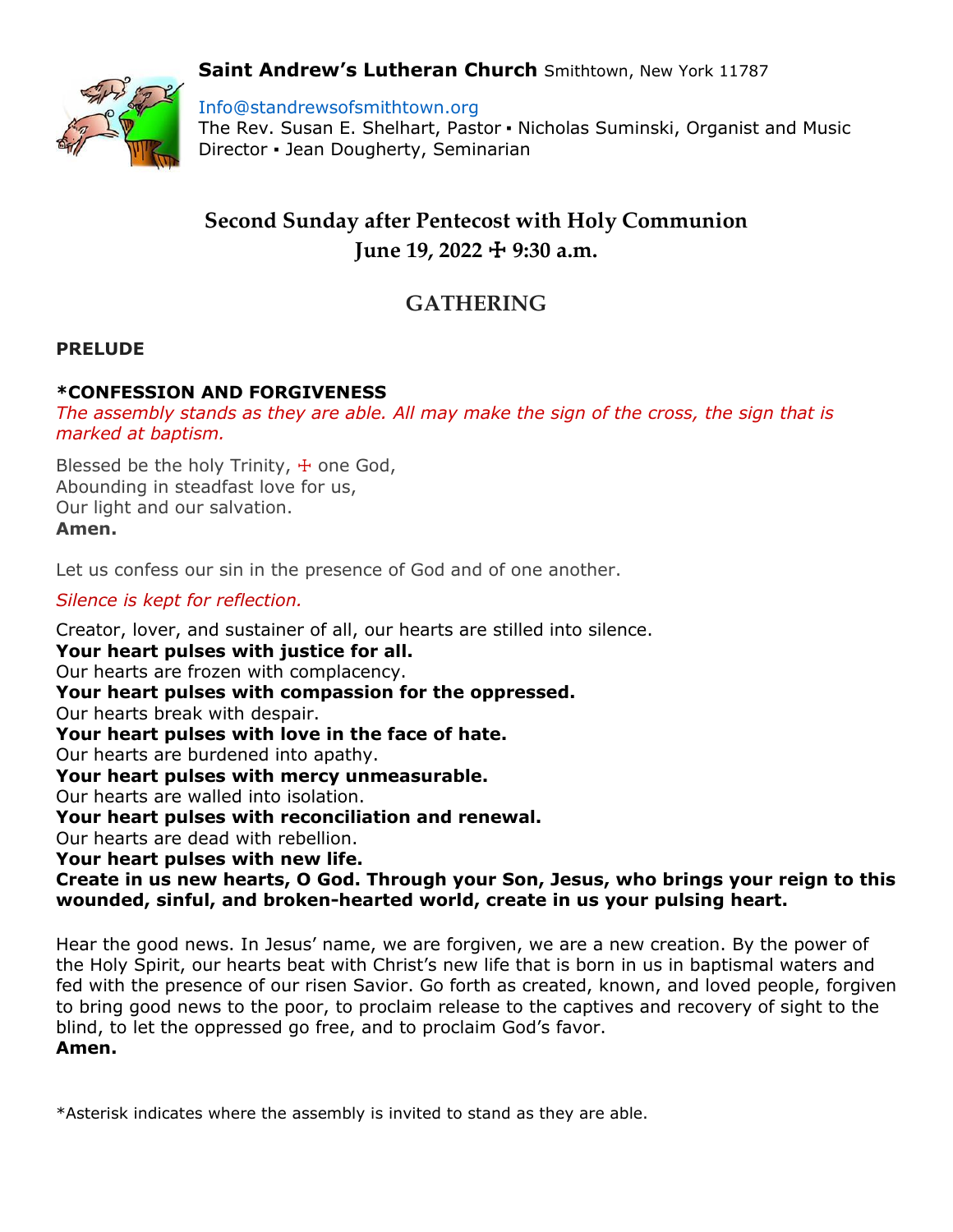**Saint Andrew's Lutheran Church** Smithtown, New York 11787

Info@standrewsofsmithtown.org
The Rev. Susan E. Shelhart, Pastor ▪ Nicholas Suminski, Organist and Music Director ▪ Jean Dougherty, Seminarian

# Second Sunday after Pentecost with Holy Communion
# June 19, 2022 ☩ 9:30 a.m.

## GATHERING

**PRELUDE**

**\*CONFESSION AND FORGIVENESS**
*The assembly stands as they are able. All may make the sign of the cross, the sign that is marked at baptism.*

Blessed be the holy Trinity, ☩ one God,
Abounding in steadfast love for us,
Our light and our salvation.
**Amen.**

Let us confess our sin in the presence of God and of one another.

*Silence is kept for reflection.*

Creator, lover, and sustainer of all, our hearts are stilled into silence.
**Your heart pulses with justice for all.**
Our hearts are frozen with complacency.
**Your heart pulses with compassion for the oppressed.**
Our hearts break with despair.
**Your heart pulses with love in the face of hate.**
Our hearts are burdened into apathy.
**Your heart pulses with mercy unmeasurable.**
Our hearts are walled into isolation.
**Your heart pulses with reconciliation and renewal.**
Our hearts are dead with rebellion.
**Your heart pulses with new life.**
**Create in us new hearts, O God. Through your Son, Jesus, who brings your reign to this wounded, sinful, and broken-hearted world, create in us your pulsing heart.**

Hear the good news. In Jesus' name, we are forgiven, we are a new creation. By the power of the Holy Spirit, our hearts beat with Christ's new life that is born in us in baptismal waters and fed with the presence of our risen Savior. Go forth as created, known, and loved people, forgiven to bring good news to the poor, to proclaim release to the captives and recovery of sight to the blind, to let the oppressed go free, and to proclaim God's favor.
**Amen.**

\*Asterisk indicates where the assembly is invited to stand as they are able.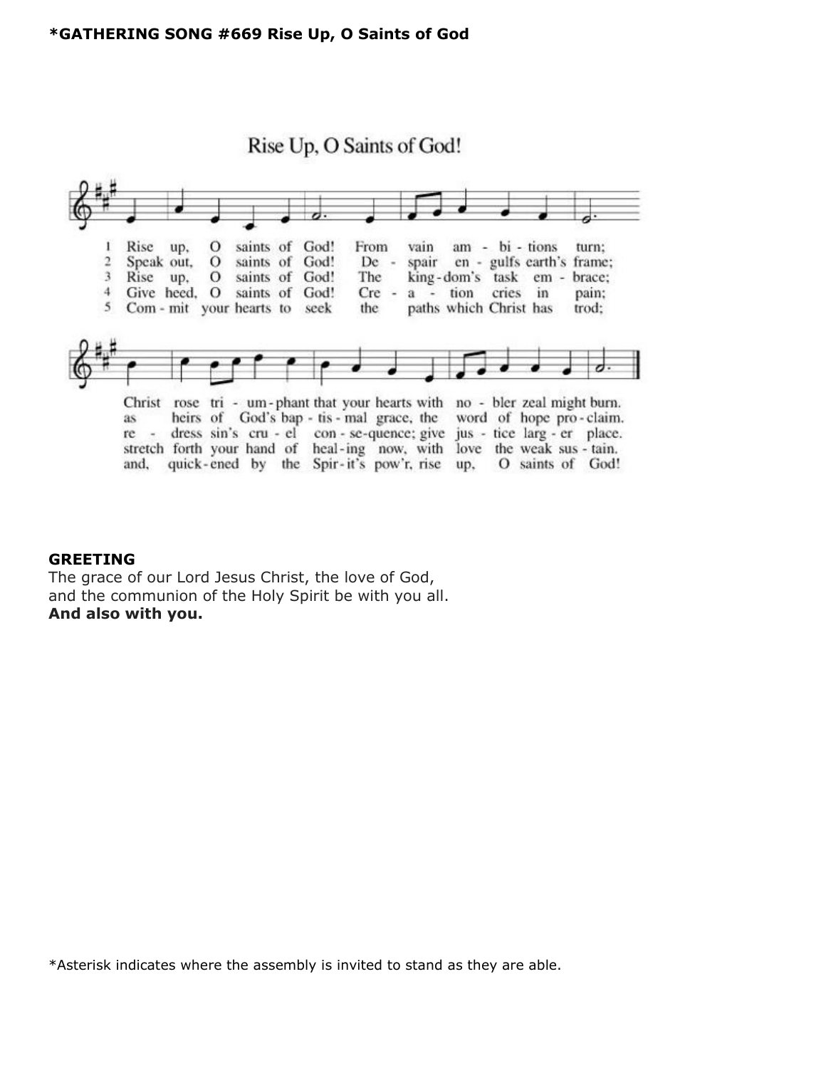**\*GATHERING SONG #669 Rise Up, O Saints of God**

Rise Up, O Saints of God!

1 Rise up, O saints of God! From vain am - bi - tions turn; Christ rose tri - um - phant that your hearts with no - bler zeal might burn.

2 Speak out, O saints of God! De - spair en - gulfs earth's frame; as heirs of God's bap - tis - mal grace, the word of hope pro - claim.

3 Rise up, O saints of God! The king - dom's task em - brace; re - dress sin's cru - el con - se-quence; give jus - tice larg - er place.

4 Give heed, O saints of God! Cre - a - tion cries in pain; stretch forth your hand of heal - ing now, with love the weak sus - tain.

5 Com - mit your hearts to seek the paths which Christ has trod; and, quick - ened by the Spir - it's pow'r, rise up, O saints of God!

**GREETING**

The grace of our Lord Jesus Christ, the love of God,
and the communion of the Holy Spirit be with you all.
**And also with you.**

\*Asterisk indicates where the assembly is invited to stand as they are able.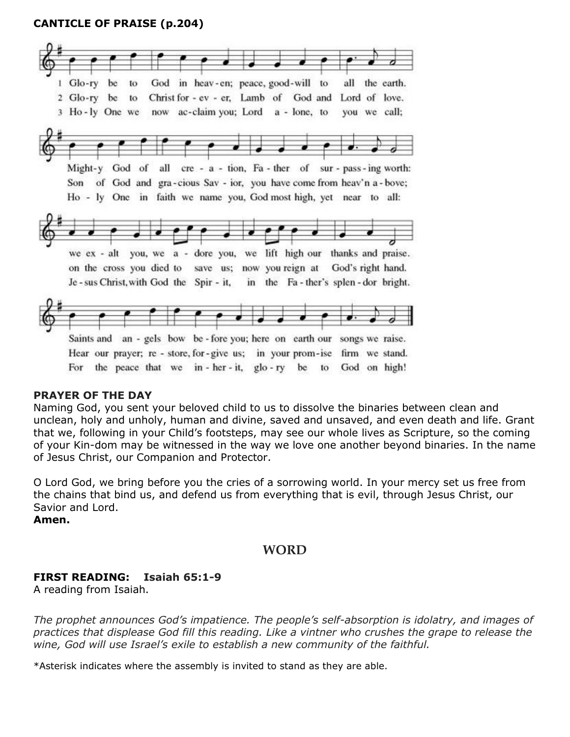**CANTICLE OF PRAISE (p.204)**

1 Glo-ry be to God in heav-en; peace, good-will to all the earth.
2 Glo-ry be to Christ for - ev - er, Lamb of God and Lord of love.
3 Ho - ly One we now ac-claim you; Lord a - lone, to you we call;

Might-y God of all cre - a - tion, Fa - ther of sur - pass - ing worth:
Son of God and gra-cious Sav - ior, you have come from heav'n a - bove;
Ho - ly One in faith we name you, God most high, yet near to all:

we ex - alt you, we a - dore you, we lift high our thanks and praise.
on the cross you died to save us; now you reign at God's right hand.
Je - sus Christ, with God the Spir - it, in the Fa - ther's splen - dor bright.

Saints and an - gels bow be - fore you; here on earth our songs we raise.
Hear our prayer; re - store, for - give us; in your prom - ise firm we stand.
For the peace that we in - her - it, glo - ry be to God on high!

**PRAYER OF THE DAY**

Naming God, you sent your beloved child to us to dissolve the binaries between clean and unclean, holy and unholy, human and divine, saved and unsaved, and even death and life. Grant that we, following in your Child's footsteps, may see our whole lives as Scripture, so the coming of your Kin-dom may be witnessed in the way we love one another beyond binaries. In the name of Jesus Christ, our Companion and Protector.

O Lord God, we bring before you the cries of a sorrowing world. In your mercy set us free from the chains that bind us, and defend us from everything that is evil, through Jesus Christ, our Savior and Lord.
**Amen.**

## WORD

**FIRST READING: Isaiah 65:1-9**
A reading from Isaiah.

*The prophet announces God's impatience. The people's self-absorption is idolatry, and images of practices that displease God fill this reading. Like a vintner who crushes the grape to release the wine, God will use Israel's exile to establish a new community of the faithful.*

*Asterisk indicates where the assembly is invited to stand as they are able.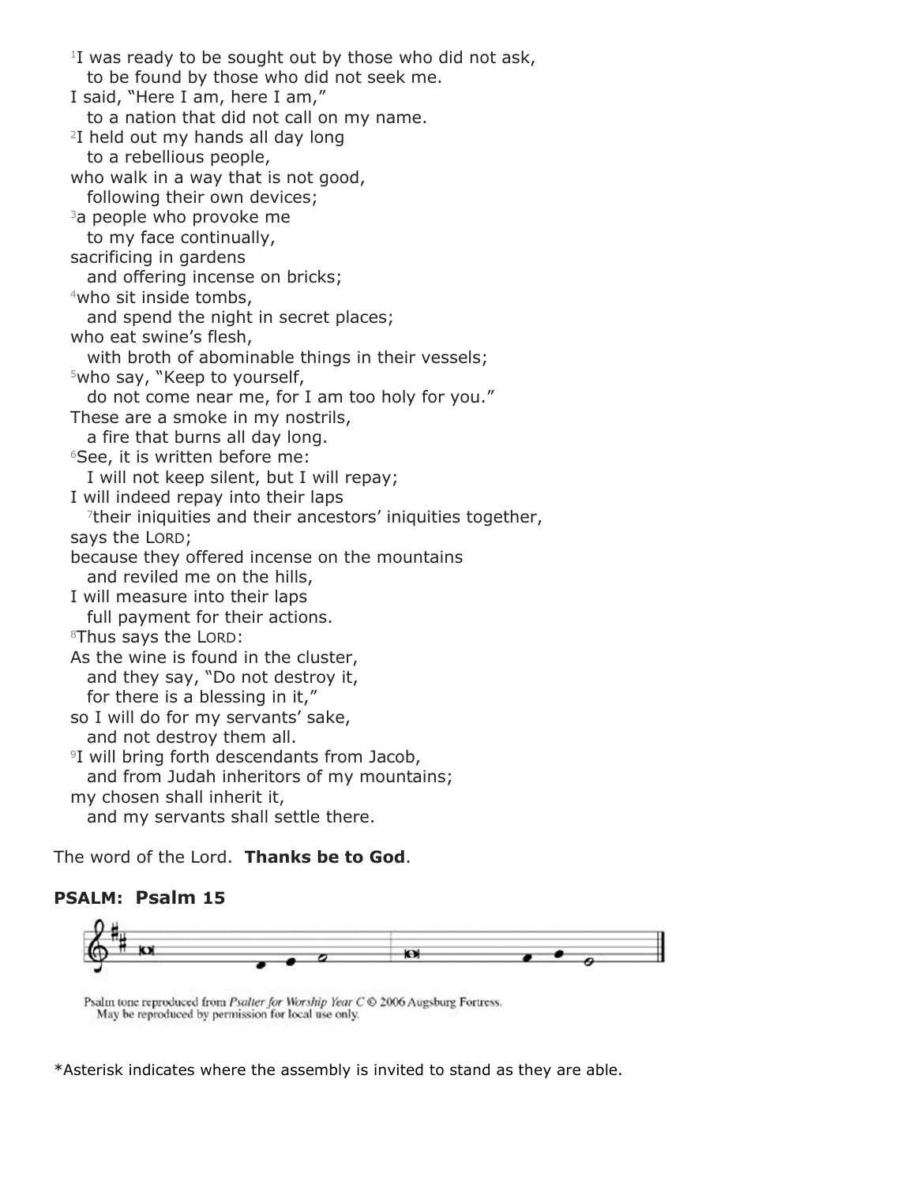[1]I was ready to be sought out by those who did not ask,
  to be found by those who did not seek me.
I said, "Here I am, here I am,"
  to a nation that did not call on my name.
[2]I held out my hands all day long
  to a rebellious people,
who walk in a way that is not good,
  following their own devices;
[3]a people who provoke me
  to my face continually,
sacrificing in gardens
  and offering incense on bricks;
[4]who sit inside tombs,
  and spend the night in secret places;
who eat swine's flesh,
  with broth of abominable things in their vessels;
[5]who say, "Keep to yourself,
  do not come near me, for I am too holy for you."
These are a smoke in my nostrils,
  a fire that burns all day long.
[6]See, it is written before me:
  I will not keep silent, but I will repay;
I will indeed repay into their laps
  [7]their iniquities and their ancestors' iniquities together,
says the LORD;
because they offered incense on the mountains
  and reviled me on the hills,
I will measure into their laps
  full payment for their actions.
[8]Thus says the LORD:
As the wine is found in the cluster,
  and they say, "Do not destroy it,
  for there is a blessing in it,"
so I will do for my servants' sake,
  and not destroy them all.
[9]I will bring forth descendants from Jacob,
  and from Judah inheritors of my mountains;
my chosen shall inherit it,
  and my servants shall settle there.

The word of the Lord. **Thanks be to God**.

**PSALM: Psalm 15**

Psalm tone reproduced from *Psalter for Worship Year C* © 2006 Augsburg Fortress.
May be reproduced by permission for local use only.

*Asterisk indicates where the assembly is invited to stand as they are able.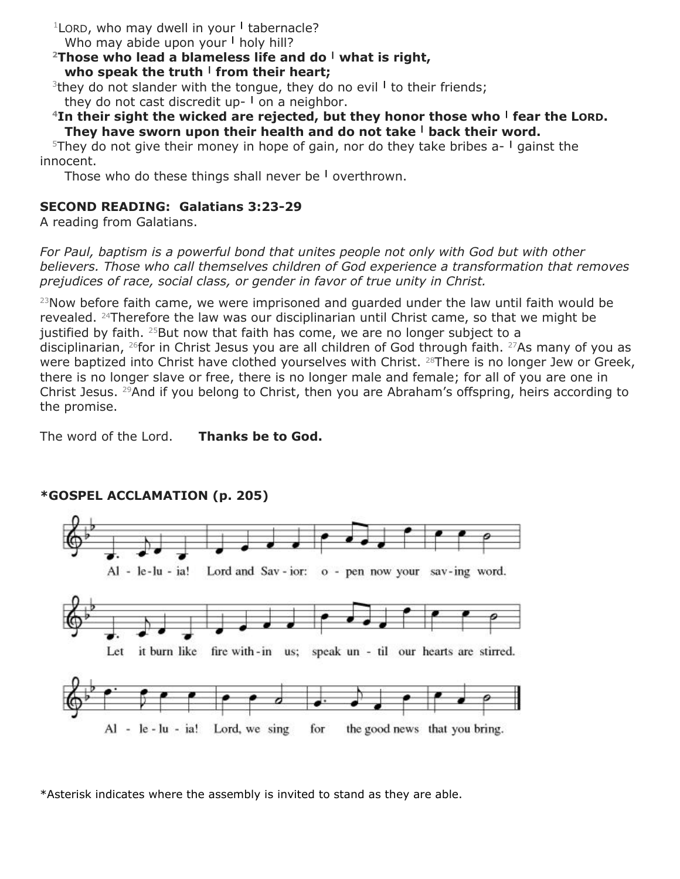[1]LORD, who may dwell in your | tabernacle?
Who may abide upon your | holy hill?

**[2]Those who lead a blameless life and do | what is right,
who speak the truth | from their heart;**

[3]they do not slander with the tongue, they do no evil | to their friends;
they do not cast discredit up- | on a neighbor.

**[4]In their sight the wicked are rejected, but they honor those who | fear the LORD.
They have sworn upon their health and do not take | back their word.**

[5]They do not give their money in hope of gain, nor do they take bribes a- | gainst the innocent.
Those who do these things shall never be | overthrown.

**SECOND READING: Galatians 3:23-29**
A reading from Galatians.

*For Paul, baptism is a powerful bond that unites people not only with God but with other believers. Those who call themselves children of God experience a transformation that removes prejudices of race, social class, or gender in favor of true unity in Christ.*

[23]Now before faith came, we were imprisoned and guarded under the law until faith would be revealed. [24]Therefore the law was our disciplinarian until Christ came, so that we might be justified by faith. [25]But now that faith has come, we are no longer subject to a disciplinarian, [26]for in Christ Jesus you are all children of God through faith. [27]As many of you as were baptized into Christ have clothed yourselves with Christ. [28]There is no longer Jew or Greek, there is no longer slave or free, there is no longer male and female; for all of you are one in Christ Jesus. [29]And if you belong to Christ, then you are Abraham's offspring, heirs according to the promise.

The word of the Lord. **Thanks be to God.**

**\*GOSPEL ACCLAMATION (p. 205)**

Al - le-lu - ia! Lord and Sav - ior: o - pen now your sav-ing word.
Let it burn like fire with-in us; speak un - til our hearts are stirred.
Al - le - lu - ia! Lord, we sing for the good news that you bring.

*Asterisk indicates where the assembly is invited to stand as they are able.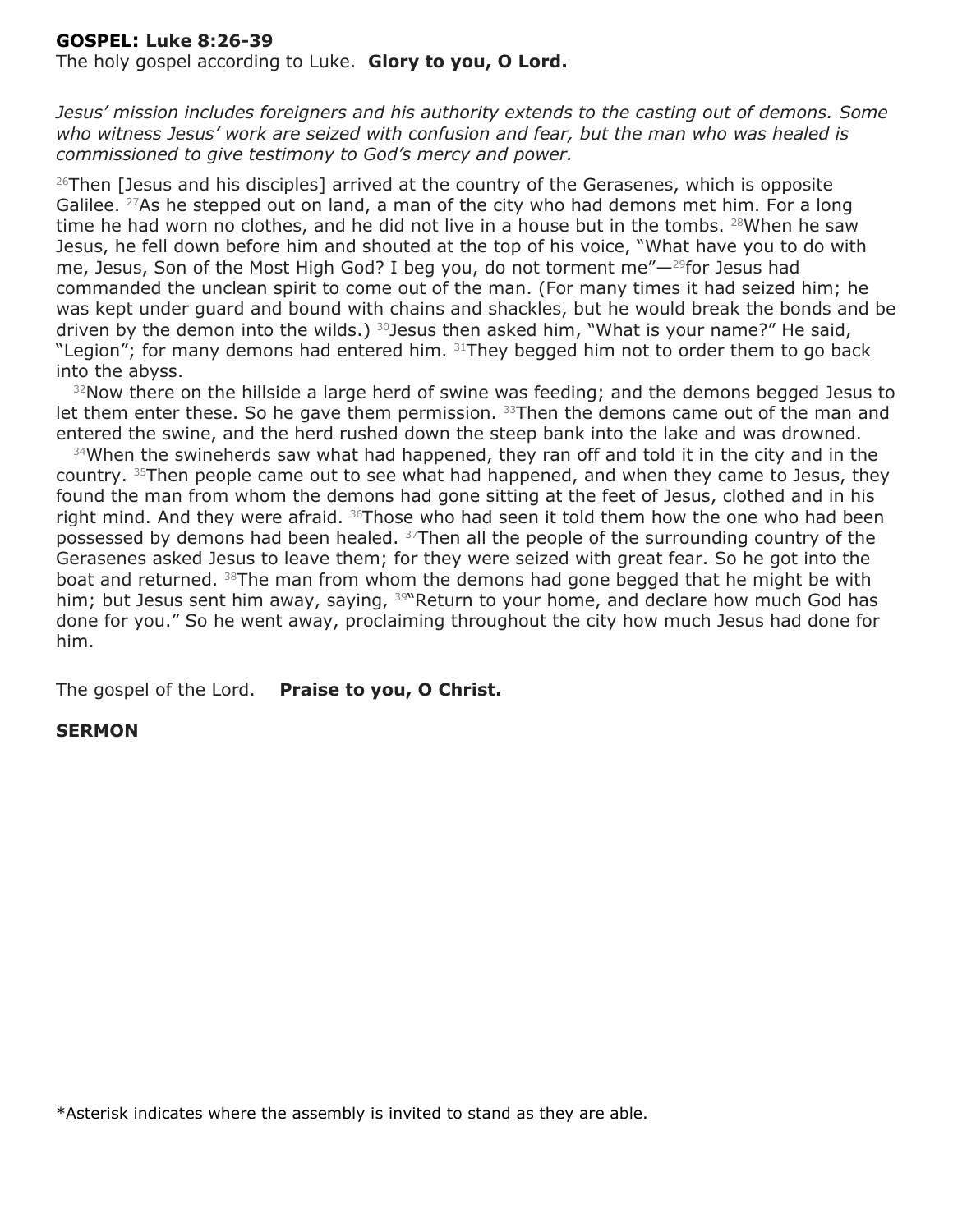**GOSPEL: Luke 8:26-39**
The holy gospel according to Luke. **Glory to you, O Lord.**

*Jesus' mission includes foreigners and his authority extends to the casting out of demons. Some who witness Jesus' work are seized with confusion and fear, but the man who was healed is commissioned to give testimony to God's mercy and power.*

[26]Then [Jesus and his disciples] arrived at the country of the Gerasenes, which is opposite Galilee. [27]As he stepped out on land, a man of the city who had demons met him. For a long time he had worn no clothes, and he did not live in a house but in the tombs. [28]When he saw Jesus, he fell down before him and shouted at the top of his voice, "What have you to do with me, Jesus, Son of the Most High God? I beg you, do not torment me"—[29]for Jesus had commanded the unclean spirit to come out of the man. (For many times it had seized him; he was kept under guard and bound with chains and shackles, but he would break the bonds and be driven by the demon into the wilds.) [30]Jesus then asked him, "What is your name?" He said, "Legion"; for many demons had entered him. [31]They begged him not to order them to go back into the abyss.

[32]Now there on the hillside a large herd of swine was feeding; and the demons begged Jesus to let them enter these. So he gave them permission. [33]Then the demons came out of the man and entered the swine, and the herd rushed down the steep bank into the lake and was drowned.

[34]When the swineherds saw what had happened, they ran off and told it in the city and in the country. [35]Then people came out to see what had happened, and when they came to Jesus, they found the man from whom the demons had gone sitting at the feet of Jesus, clothed and in his right mind. And they were afraid. [36]Those who had seen it told them how the one who had been possessed by demons had been healed. [37]Then all the people of the surrounding country of the Gerasenes asked Jesus to leave them; for they were seized with great fear. So he got into the boat and returned. [38]The man from whom the demons had gone begged that he might be with him; but Jesus sent him away, saying, [39]"Return to your home, and declare how much God has done for you." So he went away, proclaiming throughout the city how much Jesus had done for him.

The gospel of the Lord. **Praise to you, O Christ.**

**SERMON**

*Asterisk indicates where the assembly is invited to stand as they are able.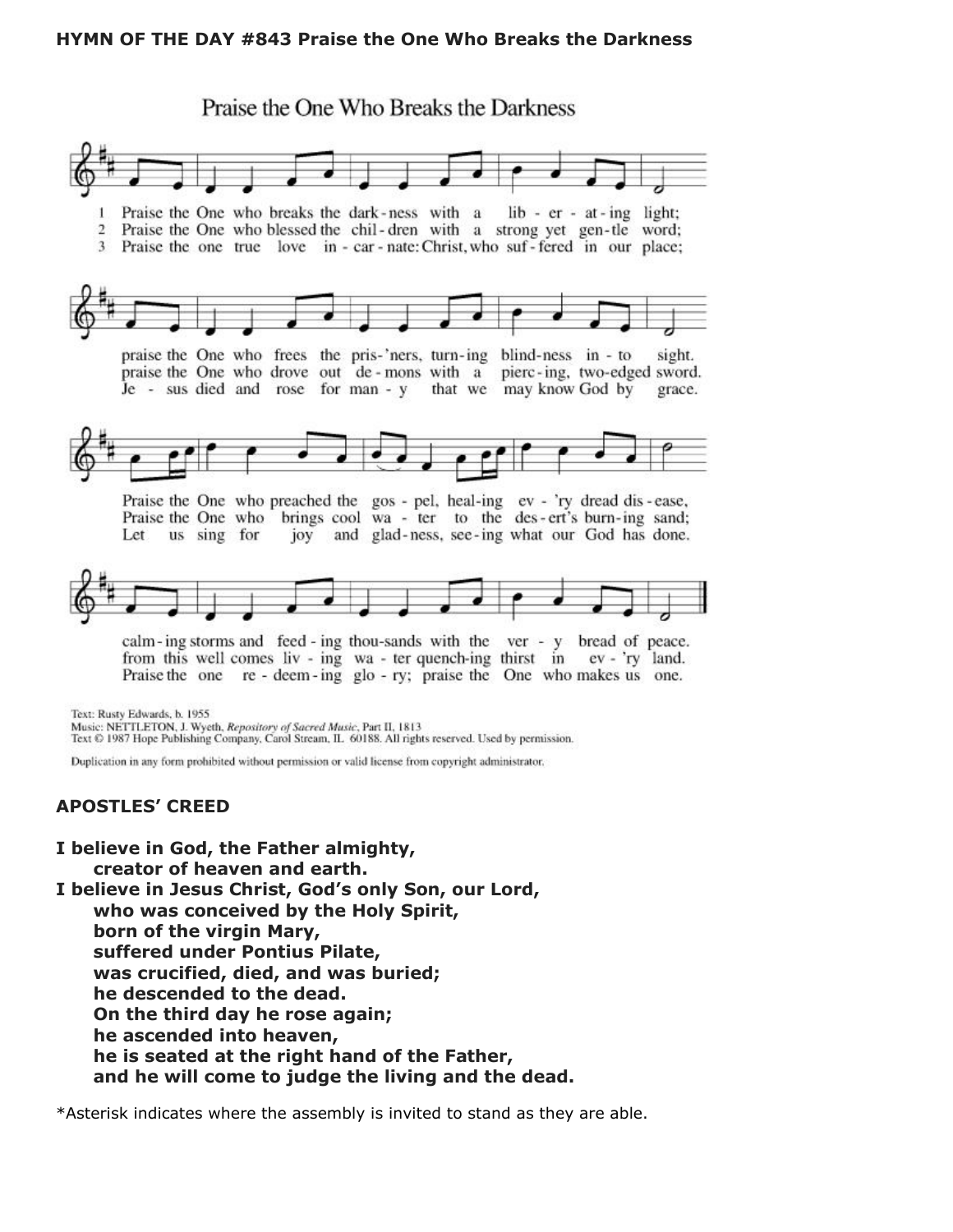**HYMN OF THE DAY #843 Praise the One Who Breaks the Darkness**

Praise the One Who Breaks the Darkness

1 Praise the One who breaks the dark-ness with a lib - er - at - ing light;
2 Praise the One who blessed the chil-dren with a strong yet gen-tle word;
3 Praise the one true love in - car - nate: Christ, who suf - fered in our place;

praise the One who frees the pris-'ners, turn-ing blind-ness in - to sight.
praise the One who drove out de - mons with a pierc-ing, two-edged sword.
Je - sus died and rose for man - y that we may know God by grace.

Praise the One who preached the gos - pel, heal-ing ev - 'ry dread dis - ease,
Praise the One who brings cool wa - ter to the des - ert's burn-ing sand;
Let us sing for joy and glad-ness, see-ing what our God has done.

calm-ing storms and feed - ing thou-sands with the ver - y bread of peace.
from this well comes liv - ing wa - ter quench-ing thirst in ev - 'ry land.
Praise the one re - deem - ing glo - ry; praise the One who makes us one.

Text: Rusty Edwards, b. 1955
Music: NETTLETON, J. Wyeth, *Repository of Sacred Music*, Part II, 1813
Text © 1987 Hope Publishing Company, Carol Stream, IL 60188. All rights reserved. Used by permission.

Duplication in any form prohibited without permission or valid license from copyright administrator.

**APOSTLES' CREED**

**I believe in God, the Father almighty,**
**creator of heaven and earth.**
**I believe in Jesus Christ, God's only Son, our Lord,**
**who was conceived by the Holy Spirit,**
**born of the virgin Mary,**
**suffered under Pontius Pilate,**
**was crucified, died, and was buried;**
**he descended to the dead.**
**On the third day he rose again;**
**he ascended into heaven,**
**he is seated at the right hand of the Father,**
**and he will come to judge the living and the dead.**

*Asterisk indicates where the assembly is invited to stand as they are able.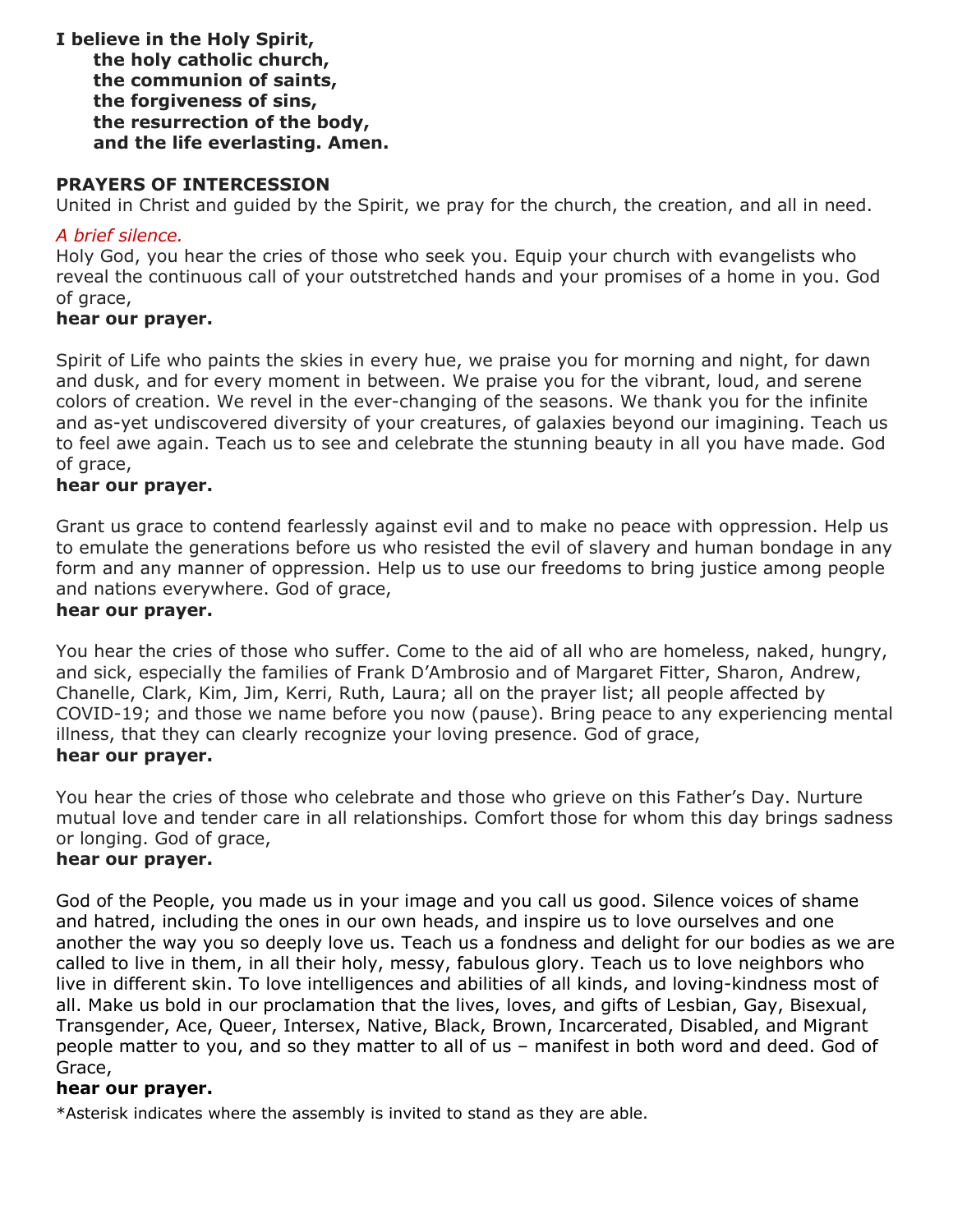**I believe in the Holy Spirit,**
**the holy catholic church,**
**the communion of saints,**
**the forgiveness of sins,**
**the resurrection of the body,**
**and the life everlasting. Amen.**

**PRAYERS OF INTERCESSION**

United in Christ and guided by the Spirit, we pray for the church, the creation, and all in need.

*A brief silence.*

Holy God, you hear the cries of those who seek you. Equip your church with evangelists who reveal the continuous call of your outstretched hands and your promises of a home in you. God of grace,
**hear our prayer.**

Spirit of Life who paints the skies in every hue, we praise you for morning and night, for dawn and dusk, and for every moment in between. We praise you for the vibrant, loud, and serene colors of creation. We revel in the ever-changing of the seasons. We thank you for the infinite and as-yet undiscovered diversity of your creatures, of galaxies beyond our imagining. Teach us to feel awe again. Teach us to see and celebrate the stunning beauty in all you have made. God of grace,
**hear our prayer.**

Grant us grace to contend fearlessly against evil and to make no peace with oppression. Help us to emulate the generations before us who resisted the evil of slavery and human bondage in any form and any manner of oppression. Help us to use our freedoms to bring justice among people and nations everywhere. God of grace,
**hear our prayer.**

You hear the cries of those who suffer. Come to the aid of all who are homeless, naked, hungry, and sick, especially the families of Frank D'Ambrosio and of Margaret Fitter, Sharon, Andrew, Chanelle, Clark, Kim, Jim, Kerri, Ruth, Laura; all on the prayer list; all people affected by COVID-19; and those we name before you now (pause). Bring peace to any experiencing mental illness, that they can clearly recognize your loving presence. God of grace,
**hear our prayer.**

You hear the cries of those who celebrate and those who grieve on this Father's Day. Nurture mutual love and tender care in all relationships. Comfort those for whom this day brings sadness or longing. God of grace,
**hear our prayer.**

God of the People, you made us in your image and you call us good. Silence voices of shame and hatred, including the ones in our own heads, and inspire us to love ourselves and one another the way you so deeply love us. Teach us a fondness and delight for our bodies as we are called to live in them, in all their holy, messy, fabulous glory. Teach us to love neighbors who live in different skin. To love intelligences and abilities of all kinds, and loving-kindness most of all. Make us bold in our proclamation that the lives, loves, and gifts of Lesbian, Gay, Bisexual, Transgender, Ace, Queer, Intersex, Native, Black, Brown, Incarcerated, Disabled, and Migrant people matter to you, and so they matter to all of us – manifest in both word and deed. God of Grace,
**hear our prayer.**

*Asterisk indicates where the assembly is invited to stand as they are able.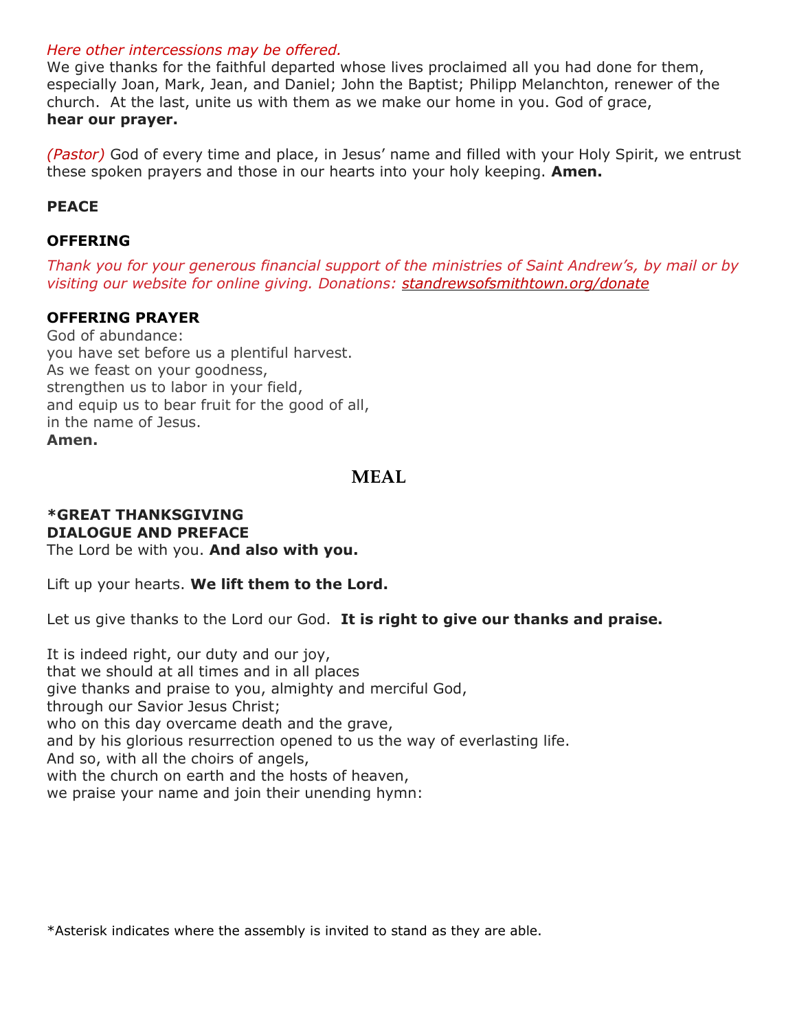*Here other intercessions may be offered.*
We give thanks for the faithful departed whose lives proclaimed all you had done for them, especially Joan, Mark, Jean, and Daniel; John the Baptist; Philipp Melanchton, renewer of the church. At the last, unite us with them as we make our home in you. God of grace,
**hear our prayer.**

*(Pastor)* God of every time and place, in Jesus' name and filled with your Holy Spirit, we entrust these spoken prayers and those in our hearts into your holy keeping. **Amen.**

**PEACE**

**OFFERING**

*Thank you for your generous financial support of the ministries of Saint Andrew's, by mail or by visiting our website for online giving. Donations: standrewsofsmithtown.org/donate*

**OFFERING PRAYER**
God of abundance:
you have set before us a plentiful harvest.
As we feast on your goodness,
strengthen us to labor in your field,
and equip us to bear fruit for the good of all,
in the name of Jesus.
**Amen.**

## MEAL

**\*GREAT THANKSGIVING**
**DIALOGUE AND PREFACE**
The Lord be with you. **And also with you.**

Lift up your hearts. **We lift them to the Lord.**

Let us give thanks to the Lord our God. **It is right to give our thanks and praise.**

It is indeed right, our duty and our joy,
that we should at all times and in all places
give thanks and praise to you, almighty and merciful God,
through our Savior Jesus Christ;
who on this day overcame death and the grave,
and by his glorious resurrection opened to us the way of everlasting life.
And so, with all the choirs of angels,
with the church on earth and the hosts of heaven,
we praise your name and join their unending hymn:

*Asterisk indicates where the assembly is invited to stand as they are able.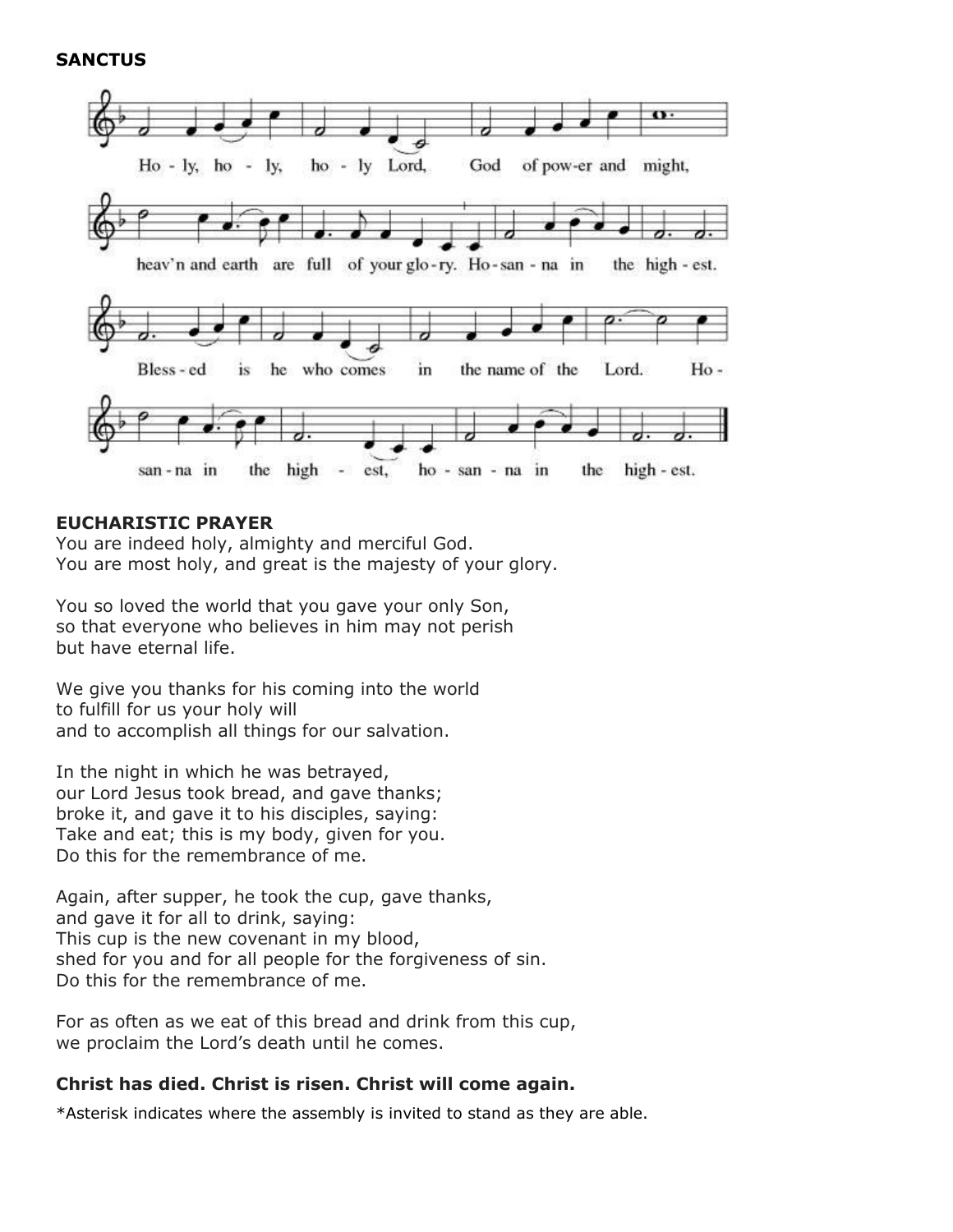**SANCTUS**

Ho - ly, ho - ly, ho - ly Lord, God of pow-er and might,

heav'n and earth are full of your glo-ry. Ho-san - na in the high - est.

Bless - ed is he who comes in the name of the Lord. Ho -

san - na in the high - est, ho - san - na in the high - est.

**EUCHARISTIC PRAYER**

You are indeed holy, almighty and merciful God.
You are most holy, and great is the majesty of your glory.

You so loved the world that you gave your only Son,
so that everyone who believes in him may not perish
but have eternal life.

We give you thanks for his coming into the world
to fulfill for us your holy will
and to accomplish all things for our salvation.

In the night in which he was betrayed,
our Lord Jesus took bread, and gave thanks;
broke it, and gave it to his disciples, saying:
Take and eat; this is my body, given for you.
Do this for the remembrance of me.

Again, after supper, he took the cup, gave thanks,
and gave it for all to drink, saying:
This cup is the new covenant in my blood,
shed for you and for all people for the forgiveness of sin.
Do this for the remembrance of me.

For as often as we eat of this bread and drink from this cup,
we proclaim the Lord's death until he comes.

**Christ has died. Christ is risen. Christ will come again.**

*Asterisk indicates where the assembly is invited to stand as they are able.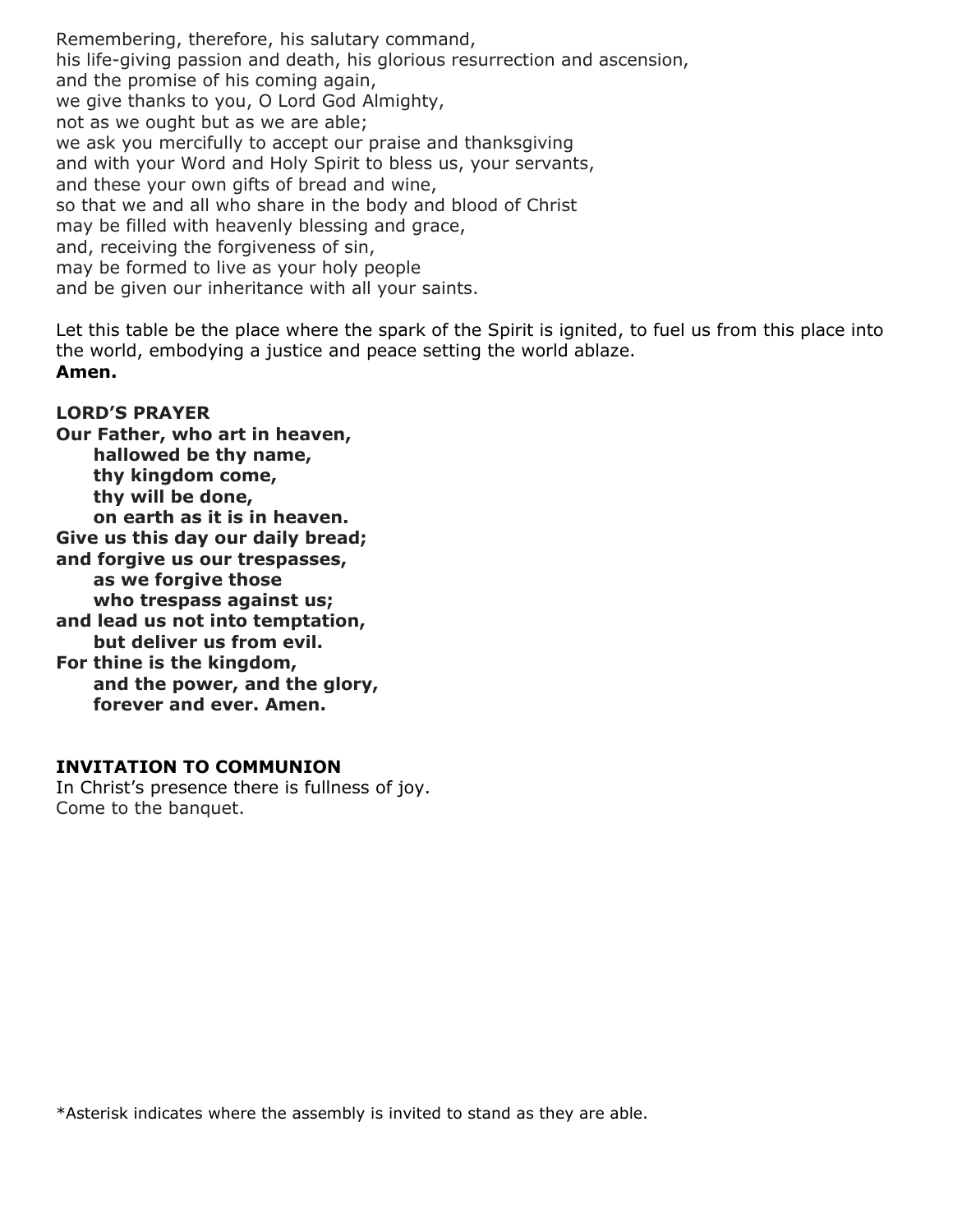Remembering, therefore, his salutary command,
his life-giving passion and death, his glorious resurrection and ascension,
and the promise of his coming again,
we give thanks to you, O Lord God Almighty,
not as we ought but as we are able;
we ask you mercifully to accept our praise and thanksgiving
and with your Word and Holy Spirit to bless us, your servants,
and these your own gifts of bread and wine,
so that we and all who share in the body and blood of Christ
may be filled with heavenly blessing and grace,
and, receiving the forgiveness of sin,
may be formed to live as your holy people
and be given our inheritance with all your saints.

Let this table be the place where the spark of the Spirit is ignited, to fuel us from this place into the world, embodying a justice and peace setting the world ablaze.
**Amen.**

**LORD'S PRAYER**
**Our Father, who art in heaven,**
**hallowed be thy name,**
**thy kingdom come,**
**thy will be done,**
**on earth as it is in heaven.**
**Give us this day our daily bread;**
**and forgive us our trespasses,**
**as we forgive those**
**who trespass against us;**
**and lead us not into temptation,**
**but deliver us from evil.**
**For thine is the kingdom,**
**and the power, and the glory,**
**forever and ever. Amen.**

**INVITATION TO COMMUNION**
In Christ's presence there is fullness of joy.
Come to the banquet.

*Asterisk indicates where the assembly is invited to stand as they are able.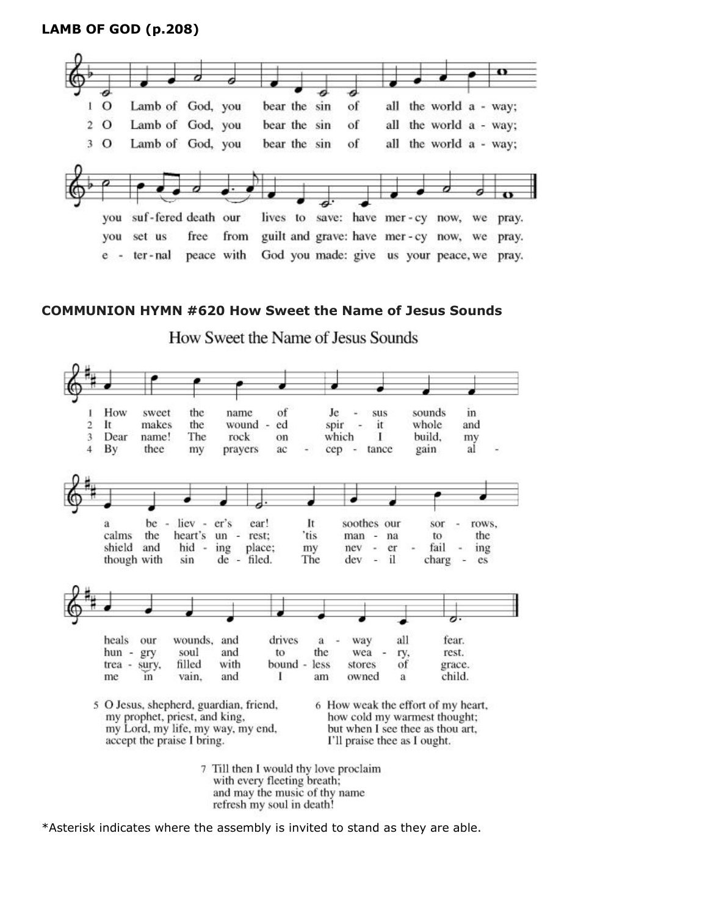**LAMB OF GOD (p.208)**

1 O Lamb of God, you bear the sin of all the world a - way; you suf-fered death our lives to save: have mer - cy now, we pray.

2 O Lamb of God, you bear the sin of all the world a - way; you set us free from guilt and grave: have mer - cy now, we pray.

3 O Lamb of God, you bear the sin of all the world a - way; e - ter-nal peace with God you made: give us your peace, we pray.

**COMMUNION HYMN #620 How Sweet the Name of Jesus Sounds**

How Sweet the Name of Jesus Sounds

1 How sweet the name of Je - sus sounds in a be - liev - er's ear! It soothes our sor - rows, heals our wounds, and drives a - way all fear.

2 It makes the wound - ed spir - it whole and calms the heart's un - rest; 'tis man - na to the hun - gry soul and to the wea - ry, rest.

3 Dear name! The rock on which I build, my shield and hid - ing place; my nev - er - fail - ing trea - sury, filled with bound - less stores of grace.

4 By thee my prayers ac - cep - tance gain al - though with sin de - filed. The dev - il charg - es me in vain, and I am owned a child.

5 O Jesus, shepherd, guardian, friend,
my prophet, priest, and king,
my Lord, my life, my way, my end,
accept the praise I bring.

6 How weak the effort of my heart,
how cold my warmest thought;
but when I see thee as thou art,
I'll praise thee as I ought.

7 Till then I would thy love proclaim
with every fleeting breath;
and may the music of thy name
refresh my soul in death!

*Asterisk indicates where the assembly is invited to stand as they are able.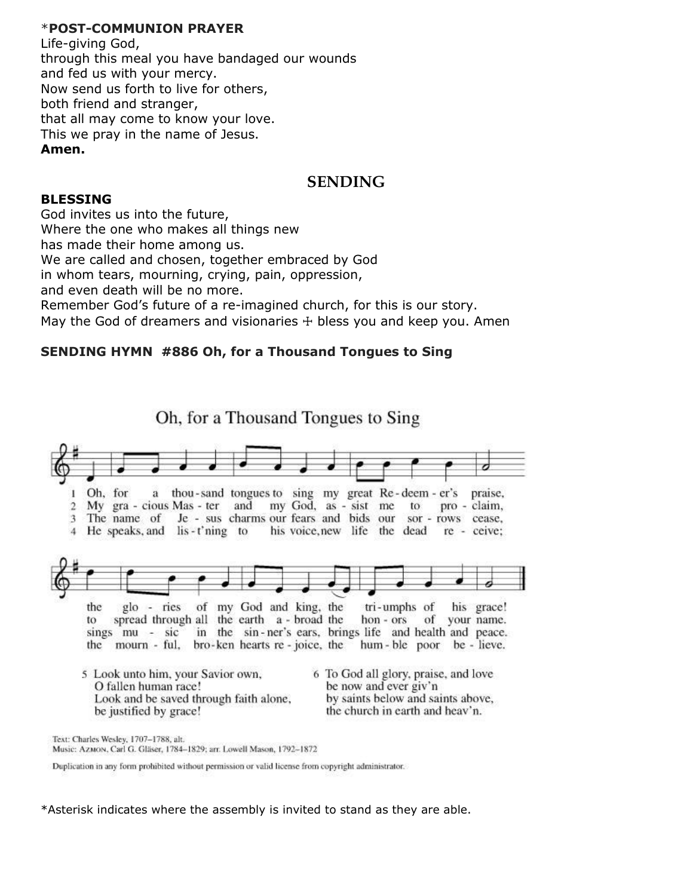*POST-COMMUNION PRAYER**

Life-giving God,
through this meal you have bandaged our wounds
and fed us with your mercy.
Now send us forth to live for others,
both friend and stranger,
that all may come to know your love.
This we pray in the name of Jesus.
**Amen.**

## SENDING

**BLESSING**

God invites us into the future,
Where the one who makes all things new
has made their home among us.
We are called and chosen, together embraced by God
in whom tears, mourning, crying, pain, oppression,
and even death will be no more.
Remember God's future of a re-imagined church, for this is our story.
May the God of dreamers and visionaries ☩ bless you and keep you. Amen

**SENDING HYMN #886 Oh, for a Thousand Tongues to Sing**

Oh, for a Thousand Tongues to Sing

1 Oh, for a thousand tongues to sing my great Redeemer's praise, the glories of my God and king, the triumphs of his grace!

2 My gracious Master and my God, assist me to proclaim, to spread through all the earth abroad the honors of your name.

3 The name of Jesus charms our fears and bids our sorrows cease, sings music in the sinner's ears, brings life and health and peace.

4 He speaks, and list'ning to his voice, new life the dead receive; the mournful, broken hearts rejoice, the humble poor believe.

5 Look unto him, your Savior own,
O fallen human race!
Look and be saved through faith alone,
be justified by grace!

6 To God all glory, praise, and love
be now and ever giv'n
by saints below and saints above,
the church in earth and heav'n.

Text: Charles Wesley, 1707–1788, alt.
Music: AZMON, Carl G. Gläser, 1784–1829; arr. Lowell Mason, 1792–1872

Duplication in any form prohibited without permission or valid license from copyright administrator.

*Asterisk indicates where the assembly is invited to stand as they are able.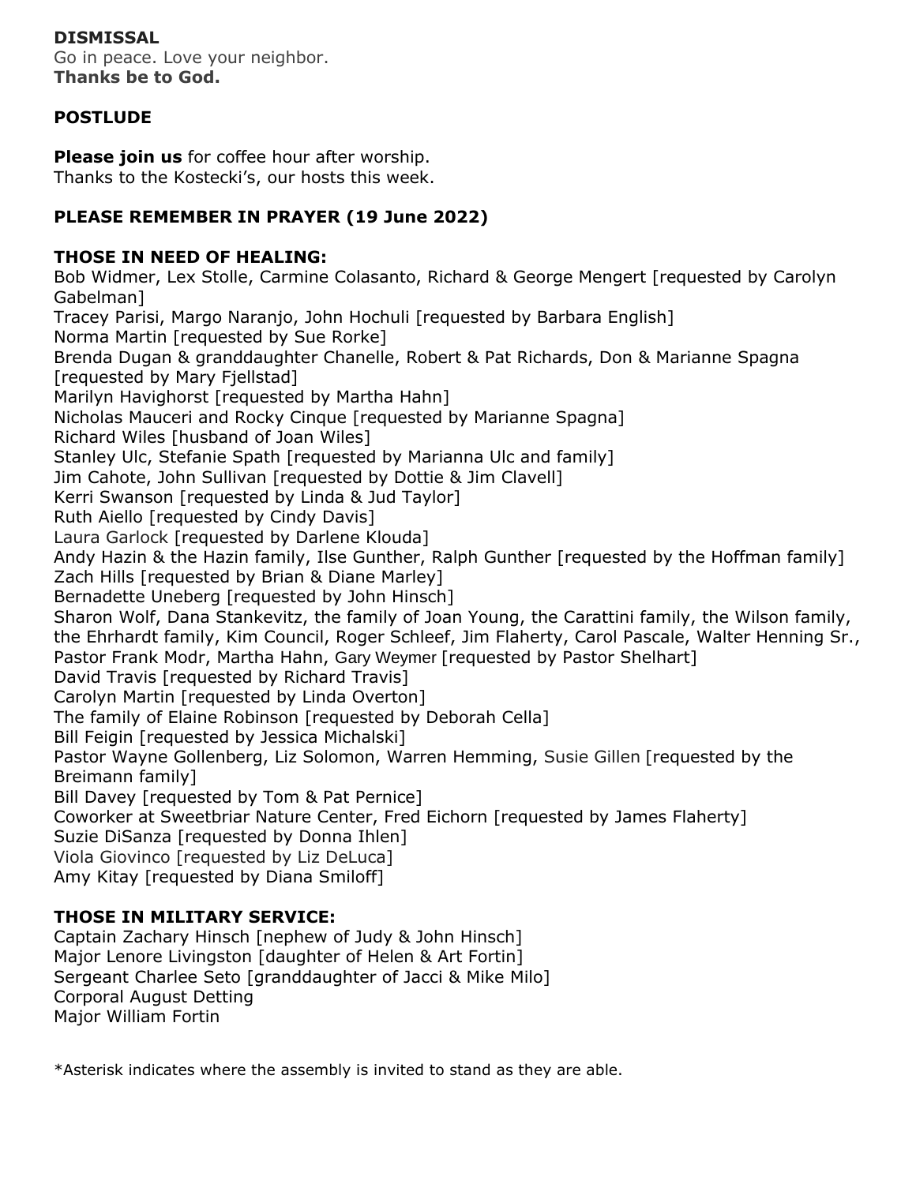**DISMISSAL**
Go in peace. Love your neighbor.
**Thanks be to God.**

**POSTLUDE**

**Please join us** for coffee hour after worship.
Thanks to the Kostecki's, our hosts this week.

**PLEASE REMEMBER IN PRAYER (19 June 2022)**

**THOSE IN NEED OF HEALING:**
Bob Widmer, Lex Stolle, Carmine Colasanto, Richard & George Mengert [requested by Carolyn Gabelman]
Tracey Parisi, Margo Naranjo, John Hochuli [requested by Barbara English]
Norma Martin [requested by Sue Rorke]
Brenda Dugan & granddaughter Chanelle, Robert & Pat Richards, Don & Marianne Spagna [requested by Mary Fjellstad]
Marilyn Havighorst [requested by Martha Hahn]
Nicholas Mauceri and Rocky Cinque [requested by Marianne Spagna]
Richard Wiles [husband of Joan Wiles]
Stanley Ulc, Stefanie Spath [requested by Marianna Ulc and family]
Jim Cahote, John Sullivan [requested by Dottie & Jim Clavell]
Kerri Swanson [requested by Linda & Jud Taylor]
Ruth Aiello [requested by Cindy Davis]
Laura Garlock [requested by Darlene Klouda]
Andy Hazin & the Hazin family, Ilse Gunther, Ralph Gunther [requested by the Hoffman family]
Zach Hills [requested by Brian & Diane Marley]
Bernadette Uneberg [requested by John Hinsch]
Sharon Wolf, Dana Stankevitz, the family of Joan Young, the Carattini family, the Wilson family, the Ehrhardt family, Kim Council, Roger Schleef, Jim Flaherty, Carol Pascale, Walter Henning Sr., Pastor Frank Modr, Martha Hahn, Gary Weymer [requested by Pastor Shelhart]
David Travis [requested by Richard Travis]
Carolyn Martin [requested by Linda Overton]
The family of Elaine Robinson [requested by Deborah Cella]
Bill Feigin [requested by Jessica Michalski]
Pastor Wayne Gollenberg, Liz Solomon, Warren Hemming, Susie Gillen [requested by the Breimann family]
Bill Davey [requested by Tom & Pat Pernice]
Coworker at Sweetbriar Nature Center, Fred Eichorn [requested by James Flaherty]
Suzie DiSanza [requested by Donna Ihlen]
Viola Giovinco [requested by Liz DeLuca]
Amy Kitay [requested by Diana Smiloff]

**THOSE IN MILITARY SERVICE:**
Captain Zachary Hinsch [nephew of Judy & John Hinsch]
Major Lenore Livingston [daughter of Helen & Art Fortin]
Sergeant Charlee Seto [granddaughter of Jacci & Mike Milo]
Corporal August Detting
Major William Fortin

*Asterisk indicates where the assembly is invited to stand as they are able.